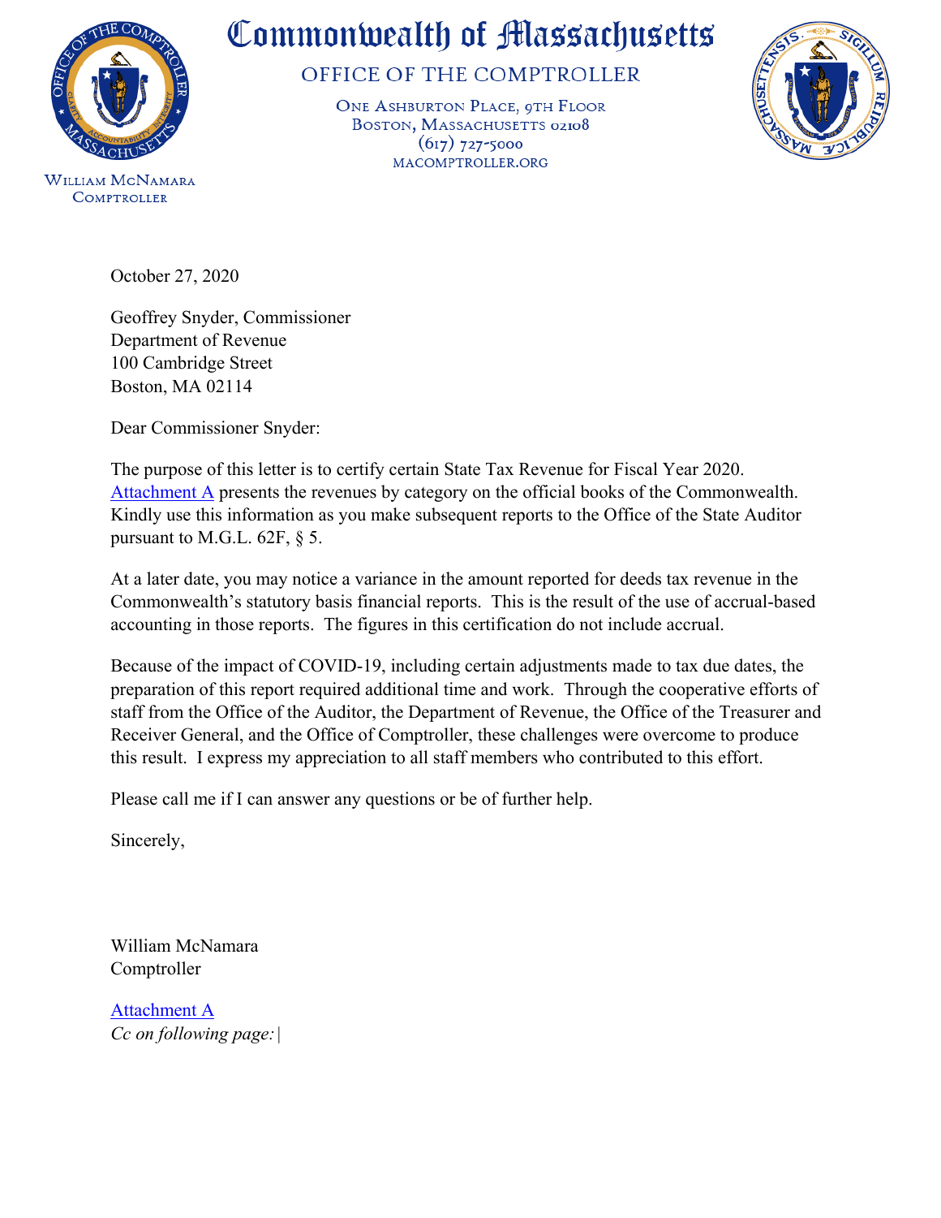# Commonwealth of Massachusetts

## OFFICE OF THE COMPTROLLER

ONE ASHBURTON PLACE, 9TH FLOOR
BOSTON, MASSACHUSETTS 02108
(617) 727-5000
MACOMPTROLLER.ORG

WILLIAM MCNAMARA
COMPTROLLER

October 27, 2020

Geoffrey Snyder, Commissioner
Department of Revenue
100 Cambridge Street
Boston, MA 02114

Dear Commissioner Snyder:

The purpose of this letter is to certify certain State Tax Revenue for Fiscal Year 2020. Attachment A presents the revenues by category on the official books of the Commonwealth. Kindly use this information as you make subsequent reports to the Office of the State Auditor pursuant to M.G.L. 62F, § 5.

At a later date, you may notice a variance in the amount reported for deeds tax revenue in the Commonwealth's statutory basis financial reports. This is the result of the use of accrual-based accounting in those reports. The figures in this certification do not include accrual.

Because of the impact of COVID-19, including certain adjustments made to tax due dates, the preparation of this report required additional time and work. Through the cooperative efforts of staff from the Office of the Auditor, the Department of Revenue, the Office of the Treasurer and Receiver General, and the Office of Comptroller, these challenges were overcome to produce this result. I express my appreciation to all staff members who contributed to this effort.

Please call me if I can answer any questions or be of further help.

Sincerely,

William McNamara
Comptroller

Attachment A
*Cc on following page:*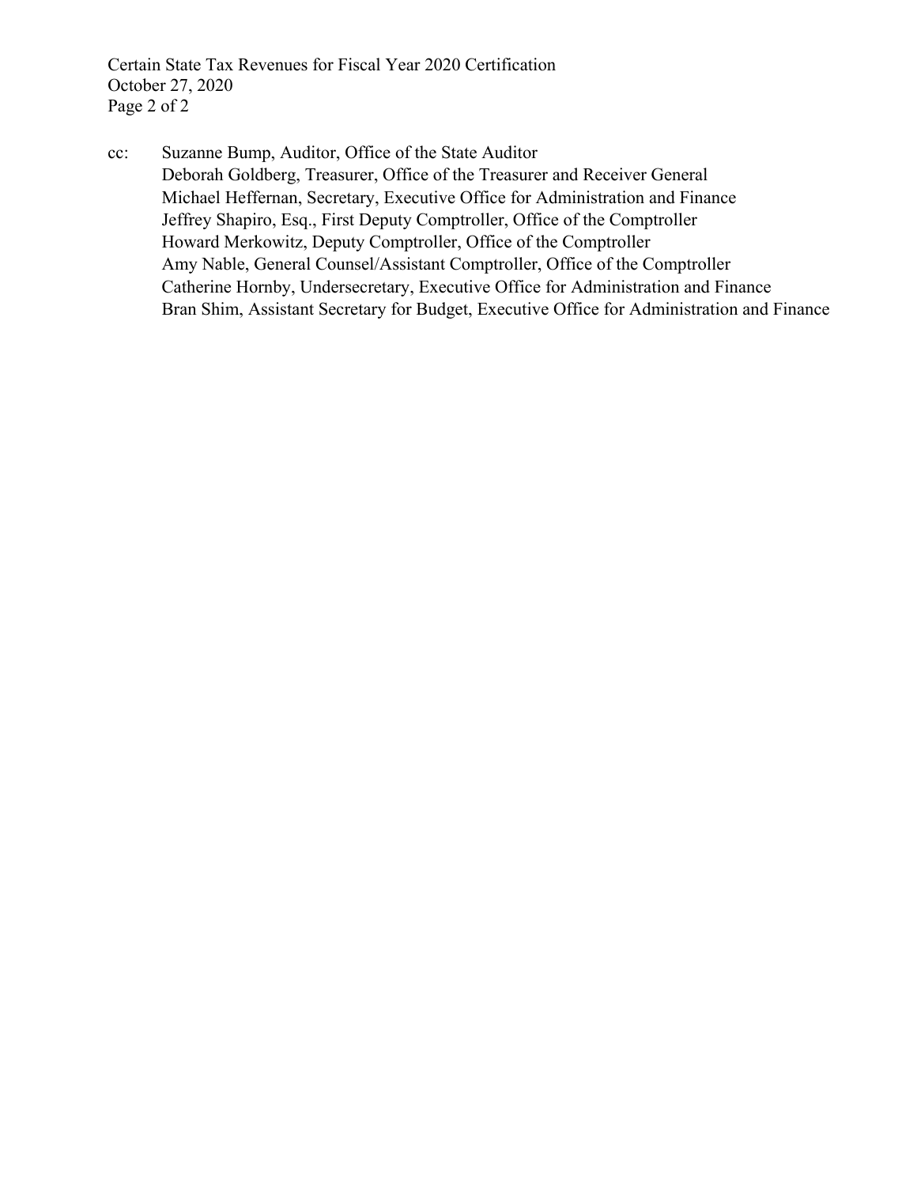cc: Suzanne Bump, Auditor, Office of the State Auditor
Deborah Goldberg, Treasurer, Office of the Treasurer and Receiver General
Michael Heffernan, Secretary, Executive Office for Administration and Finance
Jeffrey Shapiro, Esq., First Deputy Comptroller, Office of the Comptroller
Howard Merkowitz, Deputy Comptroller, Office of the Comptroller
Amy Nable, General Counsel/Assistant Comptroller, Office of the Comptroller
Catherine Hornby, Undersecretary, Executive Office for Administration and Finance
Bran Shim, Assistant Secretary for Budget, Executive Office for Administration and Finance